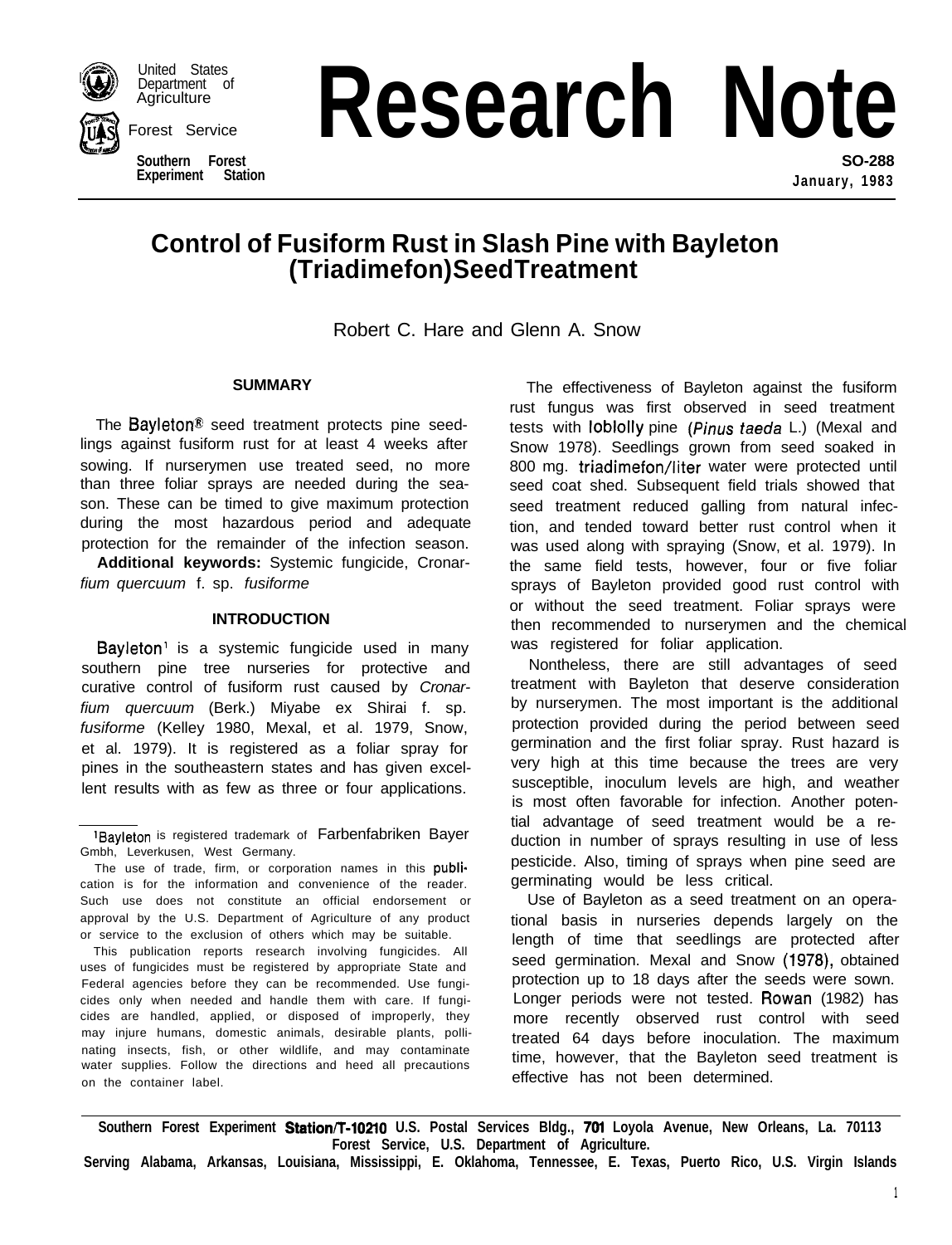United States Department of Agriculture

Forest Service

Southern Forest Experiment Station

# Research Note

SO-288
January, 1983

## Control of Fusiform Rust in Slash Pine with Bayleton (Triadimefon) Seed Treatment

Robert C. Hare and Glenn A. Snow

### SUMMARY

The Bayleton® seed treatment protects pine seedlings against fusiform rust for at least 4 weeks after sowing. If nurserymen use treated seed, no more than three foliar sprays are needed during the season. These can be timed to give maximum protection during the most hazardous period and adequate protection for the remainder of the infection season.

**Additional keywords:** Systemic fungicide, *Cronarfium quercuum* f. sp. *fusiforme*

### INTRODUCTION

Bayleton[1] is a systemic fungicide used in many southern pine tree nurseries for protective and curative control of fusiform rust caused by *Cronarfium quercuum* (Berk.) Miyabe ex Shirai f. sp. *fusiforme* (Kelley 1980, Mexal, et al. 1979, Snow, et al. 1979). It is registered as a foliar spray for pines in the southeastern states and has given excellent results with as few as three or four applications.

The effectiveness of Bayleton against the fusiform rust fungus was first observed in seed treatment tests with loblolly pine (*Pinus taeda* L.) (Mexal and Snow 1978). Seedlings grown from seed soaked in 800 mg. triadimefon/liter water were protected until seed coat shed. Subsequent field trials showed that seed treatment reduced galling from natural infection, and tended toward better rust control when it was used along with spraying (Snow, et al. 1979). In the same field tests, however, four or five foliar sprays of Bayleton provided good rust control with or without the seed treatment. Foliar sprays were then recommended to nurserymen and the chemical was registered for foliar application.

Nontheless, there are still advantages of seed treatment with Bayleton that deserve consideration by nurserymen. The most important is the additional protection provided during the period between seed germination and the first foliar spray. Rust hazard is very high at this time because the trees are very susceptible, inoculum levels are high, and weather is most often favorable for infection. Another potential advantage of seed treatment would be a reduction in number of sprays resulting in use of less pesticide. Also, timing of sprays when pine seed are germinating would be less critical.

Use of Bayleton as a seed treatment on an operational basis in nurseries depends largely on the length of time that seedlings are protected after seed germination. Mexal and Snow (1978), obtained protection up to 18 days after the seeds were sown. Longer periods were not tested. Rowan (1982) has more recently observed rust control with seed treated 64 days before inoculation. The maximum time, however, that the Bayleton seed treatment is effective has not been determined.

---

[1]Bayleton is registered trademark of Farbenfabriken Bayer Gmbh, Leverkusen, West Germany.

The use of trade, firm, or corporation names in this publication is for the information and convenience of the reader. Such use does not constitute an official endorsement or approval by the U.S. Department of Agriculture of any product or service to the exclusion of others which may be suitable.

This publication reports research involving fungicides. All uses of fungicides must be registered by appropriate State and Federal agencies before they can be recommended. Use fungicides only when needed and handle them with care. If fungicides are handled, applied, or disposed of improperly, they may injure humans, domestic animals, desirable plants, pollinating insects, fish, or other wildlife, and may contaminate water supplies. Follow the directions and heed all precautions on the container label.

---

**Southern Forest Experiment Station/T-10210 U.S. Postal Services Bldg., 701 Loyola Avenue, New Orleans, La. 70113**
**Forest Service, U.S. Department of Agriculture.**
**Serving Alabama, Arkansas, Louisiana, Mississippi, E. Oklahoma, Tennessee, E. Texas, Puerto Rico, U.S. Virgin Islands**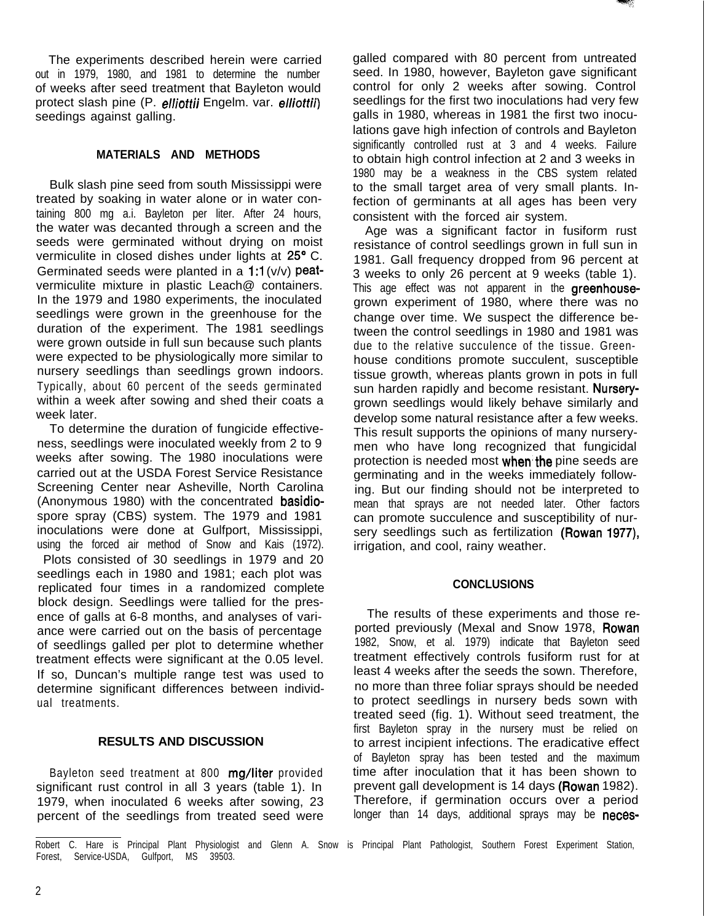The experiments described herein were carried out in 1979, 1980, and 1981 to determine the number of weeks after seed treatment that Bayleton would protect slash pine (P. *elliottii* Engelm. var. *elliottii*) seedings against galling.

## MATERIALS AND METHODS

Bulk slash pine seed from south Mississippi were treated by soaking in water alone or in water containing 800 mg a.i. Bayleton per liter. After 24 hours, the water was decanted through a screen and the seeds were germinated without drying on moist vermiculite in closed dishes under lights at 25° C. Germinated seeds were planted in a 1:1 (v/v) peat-vermiculite mixture in plastic Leach@ containers. In the 1979 and 1980 experiments, the inoculated seedlings were grown in the greenhouse for the duration of the experiment. The 1981 seedlings were grown outside in full sun because such plants were expected to be physiologically more similar to nursery seedlings than seedlings grown indoors. Typically, about 60 percent of the seeds germinated within a week after sowing and shed their coats a week later.

To determine the duration of fungicide effectiveness, seedlings were inoculated weekly from 2 to 9 weeks after sowing. The 1980 inoculations were carried out at the USDA Forest Service Resistance Screening Center near Asheville, North Carolina (Anonymous 1980) with the concentrated basidiospore spray (CBS) system. The 1979 and 1981 inoculations were done at Gulfport, Mississippi, using the forced air method of Snow and Kais (1972). Plots consisted of 30 seedlings in 1979 and 20 seedlings each in 1980 and 1981; each plot was replicated four times in a randomized complete block design. Seedlings were tallied for the presence of galls at 6-8 months, and analyses of variance were carried out on the basis of percentage of seedlings galled per plot to determine whether treatment effects were significant at the 0.05 level. If so, Duncan's multiple range test was used to determine significant differences between individual treatments.

## RESULTS AND DISCUSSION

Bayleton seed treatment at 800 mg/liter provided significant rust control in all 3 years (table 1). In 1979, when inoculated 6 weeks after sowing, 23 percent of the seedlings from treated seed were galled compared with 80 percent from untreated seed. In 1980, however, Bayleton gave significant control for only 2 weeks after sowing. Control seedlings for the first two inoculations had very few galls in 1980, whereas in 1981 the first two inoculations gave high infection of controls and Bayleton significantly controlled rust at 3 and 4 weeks. Failure to obtain high control infection at 2 and 3 weeks in 1980 may be a weakness in the CBS system related to the small target area of very small plants. Infection of germinants at all ages has been very consistent with the forced air system.

Age was a significant factor in fusiform rust resistance of control seedlings grown in full sun in 1981. Gall frequency dropped from 96 percent at 3 weeks to only 26 percent at 9 weeks (table 1). This age effect was not apparent in the greenhouse-grown experiment of 1980, where there was no change over time. We suspect the difference between the control seedlings in 1980 and 1981 was due to the relative succulence of the tissue. Greenhouse conditions promote succulent, susceptible tissue growth, whereas plants grown in pots in full sun harden rapidly and become resistant. Nursery-grown seedlings would likely behave similarly and develop some natural resistance after a few weeks. This result supports the opinions of many nurserymen who have long recognized that fungicidal protection is needed most when the pine seeds are germinating and in the weeks immediately following. But our finding should not be interpreted to mean that sprays are not needed later. Other factors can promote succulence and susceptibility of nursery seedlings such as fertilization (Rowan 1977), irrigation, and cool, rainy weather.

## CONCLUSIONS

The results of these experiments and those reported previously (Mexal and Snow 1978, Rowan 1982, Snow, et al. 1979) indicate that Bayleton seed treatment effectively controls fusiform rust for at least 4 weeks after the seeds the sown. Therefore, no more than three foliar sprays should be needed to protect seedlings in nursery beds sown with treated seed (fig. 1). Without seed treatment, the first Bayleton spray in the nursery must be relied on to arrest incipient infections. The eradicative effect of Bayleton spray has been tested and the maximum time after inoculation that it has been shown to prevent gall development is 14 days (Rowan 1982). Therefore, if germination occurs over a period longer than 14 days, additional sprays may be neces-

Robert C. Hare is Principal Plant Physiologist and Glenn A. Snow is Principal Plant Pathologist, Southern Forest Experiment Station, Forest, Service-USDA, Gulfport, MS 39503.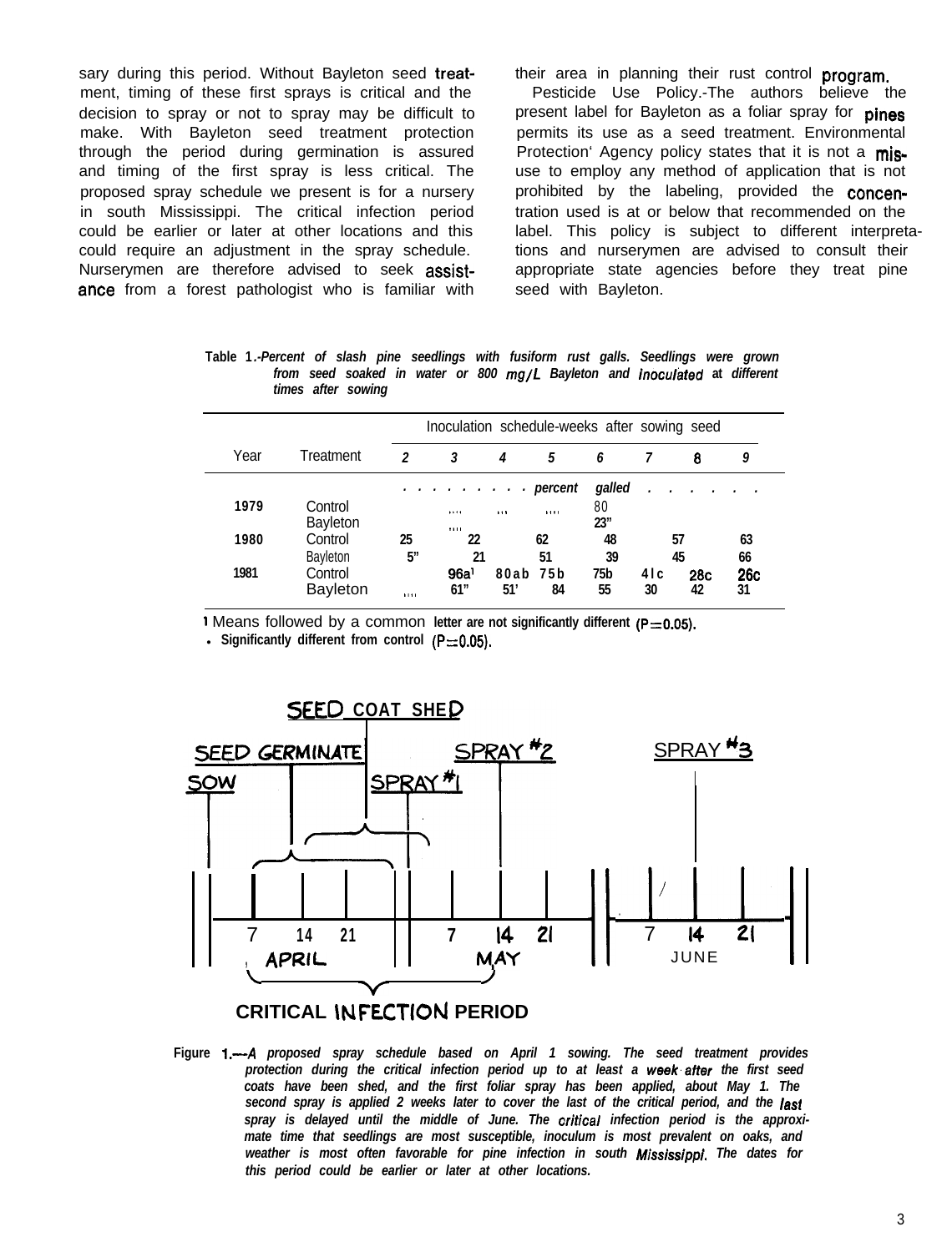sary during this period. Without Bayleton seed treatment, timing of these first sprays is critical and the decision to spray or not to spray may be difficult to make. With Bayleton seed treatment protection through the period during germination is assured and timing of the first spray is less critical. The proposed spray schedule we present is for a nursery in south Mississippi. The critical infection period could be earlier or later at other locations and this could require an adjustment in the spray schedule. Nurserymen are therefore advised to seek assistance from a forest pathologist who is familiar with their area in planning their rust control program.

Pesticide Use Policy.-The authors believe the present label for Bayleton as a foliar spray for pines permits its use as a seed treatment. Environmental Protection Agency policy states that it is not a misuse to employ any method of application that is not prohibited by the labeling, provided the concentration used is at or below that recommended on the label. This policy is subject to different interpretations and nurserymen are advised to consult their appropriate state agencies before they treat pine seed with Bayleton.

**Table 1.**-*Percent of slash pine seedlings with fusiform rust galls. Seedlings were grown from seed soaked in water or 800 mg/L Bayleton and inoculated at different times after sowing*

| Year | Treatment | Inoculation schedule-weeks after sowing seed | | | | | | | |
|---|---|---|---|---|---|---|---|---|---|
| | | 2 | 3 | 4 | 5 | 6 | 7 | 8 | 9 |
| | | *percent galled* | | | | | | | |
| 1979 | Control | | — | — | — | 80 | | | |
| | Bayleton | | — | | | 23* | | | |
| 1980 | Control | 25 | 22 | | 62 | 48 | 57 | | 63 |
| | Bayleton | 5* | 21 | | 51 | 39 | 45 | | 66 |
| 1981 | Control | | 96a[1] | 80ab | 75b | 75b | 41c | 28c | 26c |
| | Bayleton | — | 61* | 51* | 84 | 55 | 30 | 42 | 31 |

[1] Means followed by a common letter are not significantly different ($P=0.05$).

\* Significantly different from control ($P=0.05$).

Figure 1.—*A proposed spray schedule based on April 1 sowing. The seed treatment provides protection during the critical infection period up to at least a week after the first seed coats have been shed, and the first foliar spray has been applied, about May 1. The second spray is applied 2 weeks later to cover the last of the critical period, and the last spray is delayed until the middle of June. The critical infection period is the approximate time that seedlings are most susceptible, inoculum is most prevalent on oaks, and weather is most often favorable for pine infection in south Mississippi. The dates for this period could be earlier or later at other locations.*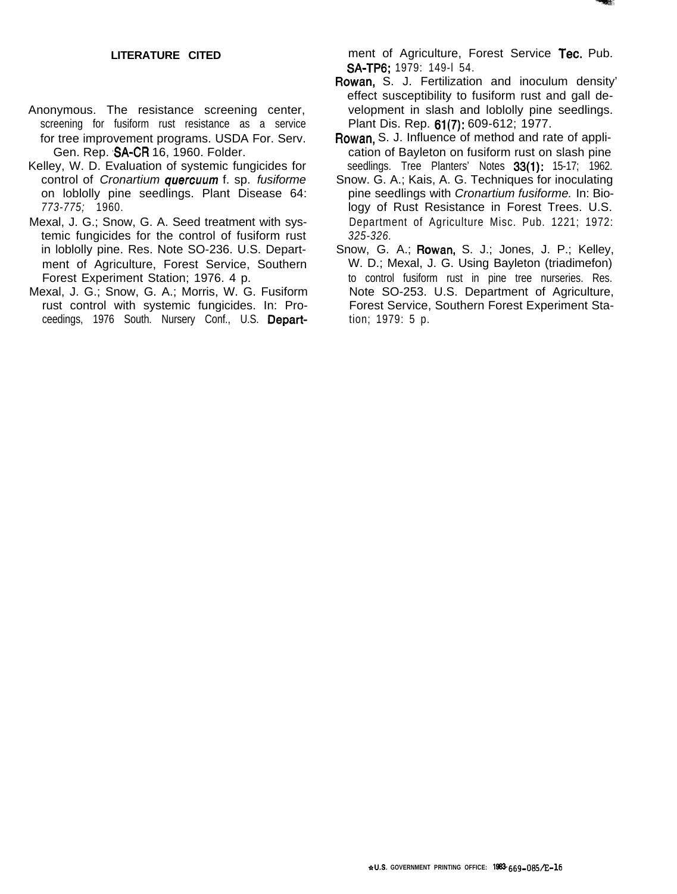## LITERATURE CITED

Anonymous. The resistance screening center, screening for fusiform rust resistance as a service for tree improvement programs. USDA For. Serv. Gen. Rep. SA-CR 16, 1960. Folder.

Kelley, W. D. Evaluation of systemic fungicides for control of *Cronartium quercuum* f. sp. *fusiforme* on loblolly pine seedlings. Plant Disease 64: 773-775; 1960.

Mexal, J. G.; Snow, G. A. Seed treatment with systemic fungicides for the control of fusiform rust in loblolly pine. Res. Note SO-236. U.S. Department of Agriculture, Forest Service, Southern Forest Experiment Station; 1976. 4 p.

Mexal, J. G.; Snow, G. A.; Morris, W. G. Fusiform rust control with systemic fungicides. In: Proceedings, 1976 South. Nursery Conf., U.S. Department of Agriculture, Forest Service Tec. Pub. SA-TP6; 1979: 149-l 54.

Rowan, S. J. Fertilization and inoculum density' effect susceptibility to fusiform rust and gall development in slash and loblolly pine seedlings. Plant Dis. Rep. 61(7): 609-612; 1977.

Rowan, S. J. Influence of method and rate of application of Bayleton on fusiform rust on slash pine seedlings. Tree Planters' Notes 33(1): 15-17; 1962.

Snow. G. A.; Kais, A. G. Techniques for inoculating pine seedlings with *Cronartium fusiforme.* In: Biology of Rust Resistance in Forest Trees. U.S. Department of Agriculture Misc. Pub. 1221; 1972: 325-326.

Snow, G. A.; Rowan, S. J.; Jones, J. P.; Kelley, W. D.; Mexal, J. G. Using Bayleton (triadimefon) to control fusiform rust in pine tree nurseries. Res. Note SO-253. U.S. Department of Agriculture, Forest Service, Southern Forest Experiment Station; 1979: 5 p.

☆U.S. GOVERNMENT PRINTING OFFICE: 1983-669-085/E-16